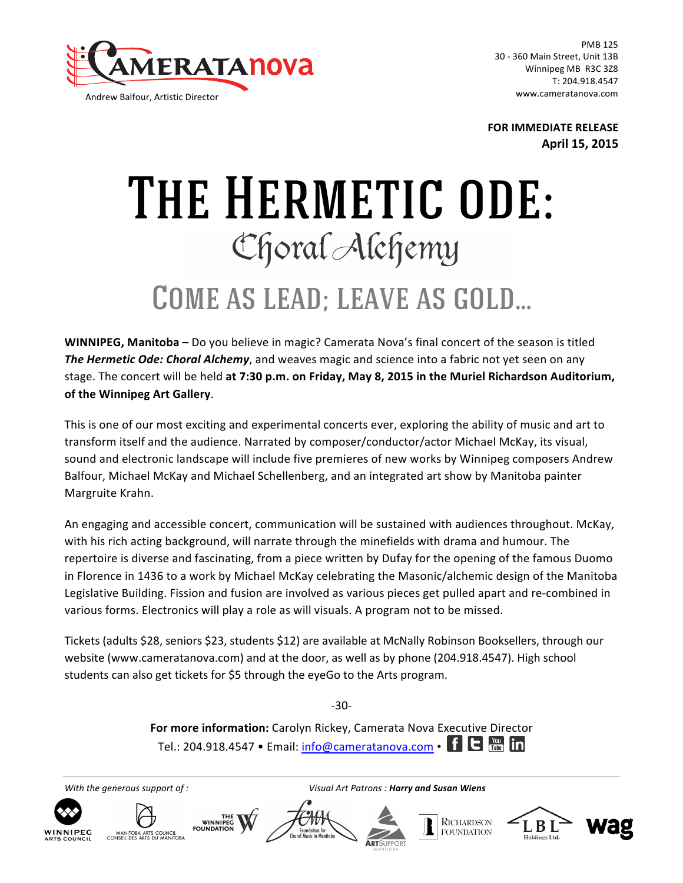CAMERATAnova

Andrew Balfour, Artistic Director

PMB 125
30 - 360 Main Street, Unit 13B
Winnipeg MB R3C 3Z8
T: 204.918.4547
www.cameratanova.com

**FOR IMMEDIATE RELEASE**
**April 15, 2015**

# THE HERMETIC ODE:

## Choral Alchemy

## COME AS LEAD; LEAVE AS GOLD…

**WINNIPEG, Manitoba –** Do you believe in magic? Camerata Nova's final concert of the season is titled ***The Hermetic Ode: Choral Alchemy***, and weaves magic and science into a fabric not yet seen on any stage. The concert will be held **at 7:30 p.m. on Friday, May 8, 2015 in the Muriel Richardson Auditorium, of the Winnipeg Art Gallery**.

This is one of our most exciting and experimental concerts ever, exploring the ability of music and art to transform itself and the audience. Narrated by composer/conductor/actor Michael McKay, its visual, sound and electronic landscape will include five premieres of new works by Winnipeg composers Andrew Balfour, Michael McKay and Michael Schellenberg, and an integrated art show by Manitoba painter Margruite Krahn.

An engaging and accessible concert, communication will be sustained with audiences throughout. McKay, with his rich acting background, will narrate through the minefields with drama and humour. The repertoire is diverse and fascinating, from a piece written by Dufay for the opening of the famous Duomo in Florence in 1436 to a work by Michael McKay celebrating the Masonic/alchemic design of the Manitoba Legislative Building. Fission and fusion are involved as various pieces get pulled apart and re-combined in various forms. Electronics will play a role as will visuals. A program not to be missed.

Tickets (adults $28, seniors $23, students $12) are available at McNally Robinson Booksellers, through our website (www.cameratanova.com) and at the door, as well as by phone (204.918.4547). High school students can also get tickets for $5 through the eyeGo to the Arts program.

-30-

**For more information:** Carolyn Rickey, Camerata Nova Executive Director
Tel.: 204.918.4547 • Email: info@cameratanova.com •

*With the generous support of :*

*Visual Art Patrons :* ***Harry and Susan Wiens***

Winnipeg Arts Council • Manitoba Arts Council / Conseil des Arts du Manitoba • The Winnipeg Foundation • Foundation for Choral Music in Manitoba • ArtSupport Manitoba • Richardson Foundation • LBL Holdings Ltd. • wag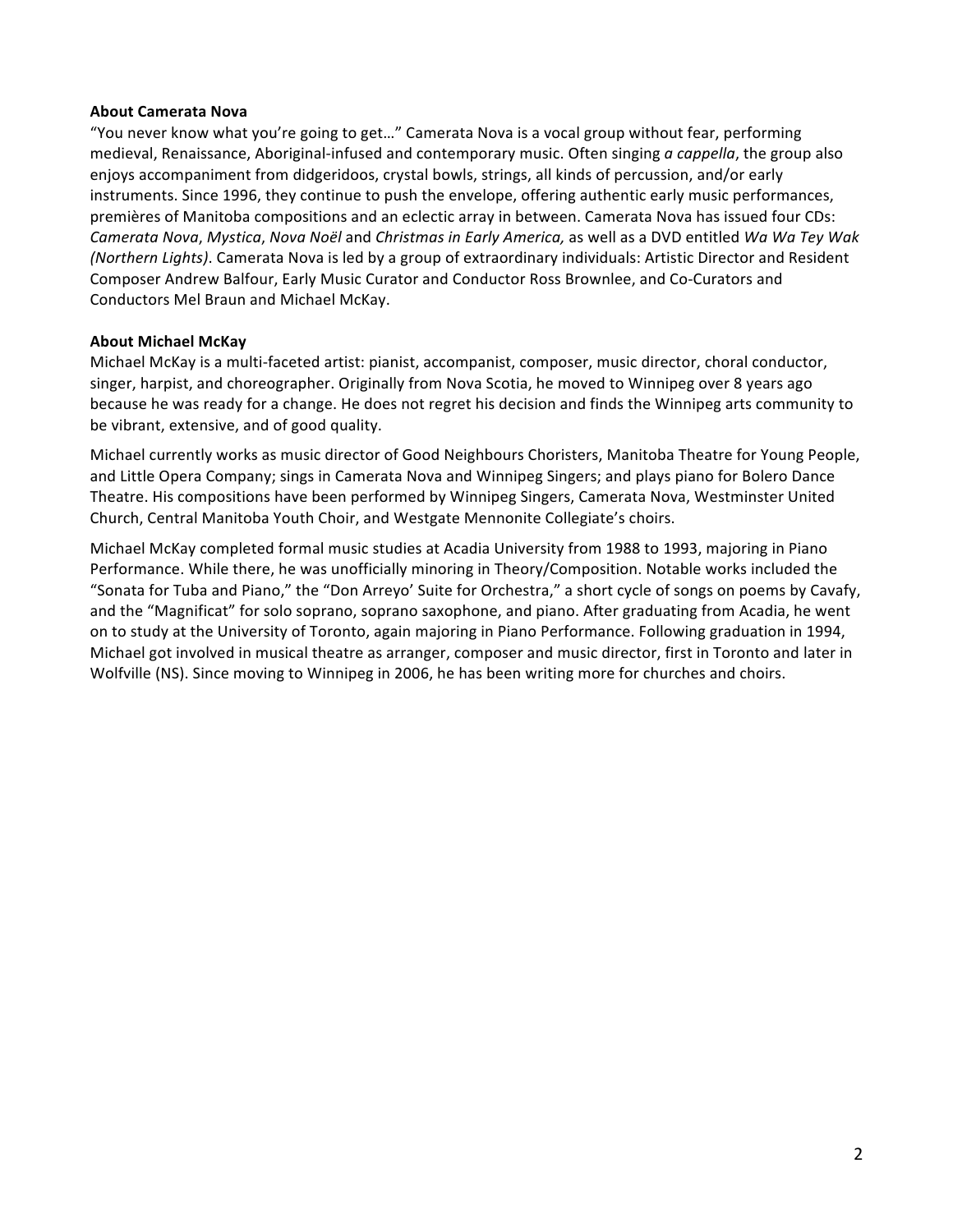**About Camerata Nova**

"You never know what you're going to get…" Camerata Nova is a vocal group without fear, performing medieval, Renaissance, Aboriginal-infused and contemporary music. Often singing *a cappella*, the group also enjoys accompaniment from didgeridoos, crystal bowls, strings, all kinds of percussion, and/or early instruments. Since 1996, they continue to push the envelope, offering authentic early music performances, premières of Manitoba compositions and an eclectic array in between. Camerata Nova has issued four CDs: *Camerata Nova*, *Mystica*, *Nova Noël* and *Christmas in Early America,* as well as a DVD entitled *Wa Wa Tey Wak (Northern Lights)*. Camerata Nova is led by a group of extraordinary individuals: Artistic Director and Resident Composer Andrew Balfour, Early Music Curator and Conductor Ross Brownlee, and Co-Curators and Conductors Mel Braun and Michael McKay.

**About Michael McKay**

Michael McKay is a multi-faceted artist: pianist, accompanist, composer, music director, choral conductor, singer, harpist, and choreographer. Originally from Nova Scotia, he moved to Winnipeg over 8 years ago because he was ready for a change. He does not regret his decision and finds the Winnipeg arts community to be vibrant, extensive, and of good quality.

Michael currently works as music director of Good Neighbours Choristers, Manitoba Theatre for Young People, and Little Opera Company; sings in Camerata Nova and Winnipeg Singers; and plays piano for Bolero Dance Theatre. His compositions have been performed by Winnipeg Singers, Camerata Nova, Westminster United Church, Central Manitoba Youth Choir, and Westgate Mennonite Collegiate's choirs.

Michael McKay completed formal music studies at Acadia University from 1988 to 1993, majoring in Piano Performance. While there, he was unofficially minoring in Theory/Composition. Notable works included the "Sonata for Tuba and Piano," the "Don Arreyo' Suite for Orchestra," a short cycle of songs on poems by Cavafy, and the "Magnificat" for solo soprano, soprano saxophone, and piano. After graduating from Acadia, he went on to study at the University of Toronto, again majoring in Piano Performance. Following graduation in 1994, Michael got involved in musical theatre as arranger, composer and music director, first in Toronto and later in Wolfville (NS). Since moving to Winnipeg in 2006, he has been writing more for churches and choirs.